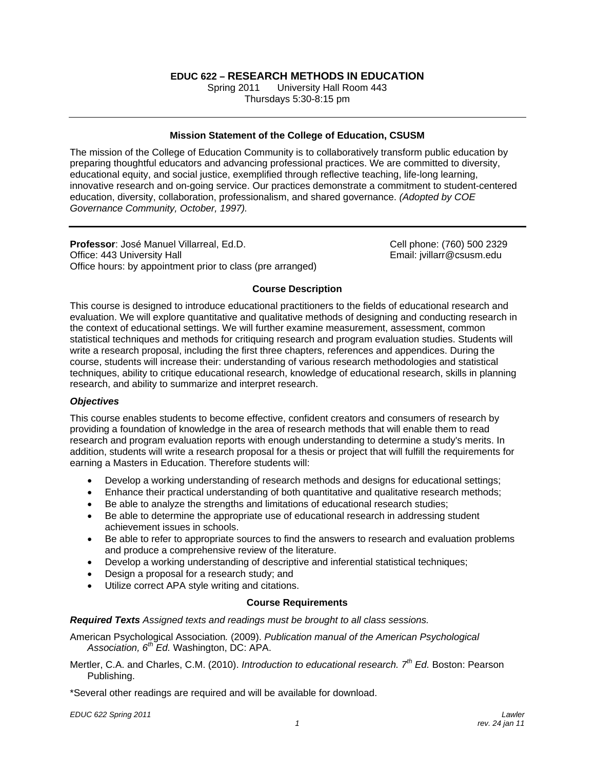# EDUC 622 – RESEARCH METHODS IN EDUCATION

Spring 2011 University Hall Room 443
Thursdays 5:30-8:15 pm

---

### Mission Statement of the College of Education, CSUSM

The mission of the College of Education Community is to collaboratively transform public education by preparing thoughtful educators and advancing professional practices. We are committed to diversity, educational equity, and social justice, exemplified through reflective teaching, life-long learning, innovative research and on-going service. Our practices demonstrate a commitment to student-centered education, diversity, collaboration, professionalism, and shared governance. *(Adopted by COE Governance Community, October, 1997).*

---

**Professor**: José Manuel Villarreal, Ed.D.
Office: 443 University Hall
Office hours: by appointment prior to class (pre arranged)
Cell phone: (760) 500 2329
Email: jvillarr@csusm.edu

### Course Description

This course is designed to introduce educational practitioners to the fields of educational research and evaluation. We will explore quantitative and qualitative methods of designing and conducting research in the context of educational settings. We will further examine measurement, assessment, common statistical techniques and methods for critiquing research and program evaluation studies. Students will write a research proposal, including the first three chapters, references and appendices. During the course, students will increase their: understanding of various research methodologies and statistical techniques, ability to critique educational research, knowledge of educational research, skills in planning research, and ability to summarize and interpret research.

#### *Objectives*

This course enables students to become effective, confident creators and consumers of research by providing a foundation of knowledge in the area of research methods that will enable them to read research and program evaluation reports with enough understanding to determine a study's merits. In addition, students will write a research proposal for a thesis or project that will fulfill the requirements for earning a Masters in Education. Therefore students will:

- Develop a working understanding of research methods and designs for educational settings;
- Enhance their practical understanding of both quantitative and qualitative research methods;
- Be able to analyze the strengths and limitations of educational research studies;
- Be able to determine the appropriate use of educational research in addressing student achievement issues in schools.
- Be able to refer to appropriate sources to find the answers to research and evaluation problems and produce a comprehensive review of the literature.
- Develop a working understanding of descriptive and inferential statistical techniques;
- Design a proposal for a research study; and
- Utilize correct APA style writing and citations.

### Course Requirements

***Required Texts*** *Assigned texts and readings must be brought to all class sessions.*

American Psychological Association*.* (2009). *Publication manual of the American Psychological Association, 6th Ed.* Washington, DC: APA.

Mertler, C.A. and Charles, C.M. (2010). *Introduction to educational research. 7th Ed.* Boston: Pearson Publishing.

*Several other readings are required and will be available for download.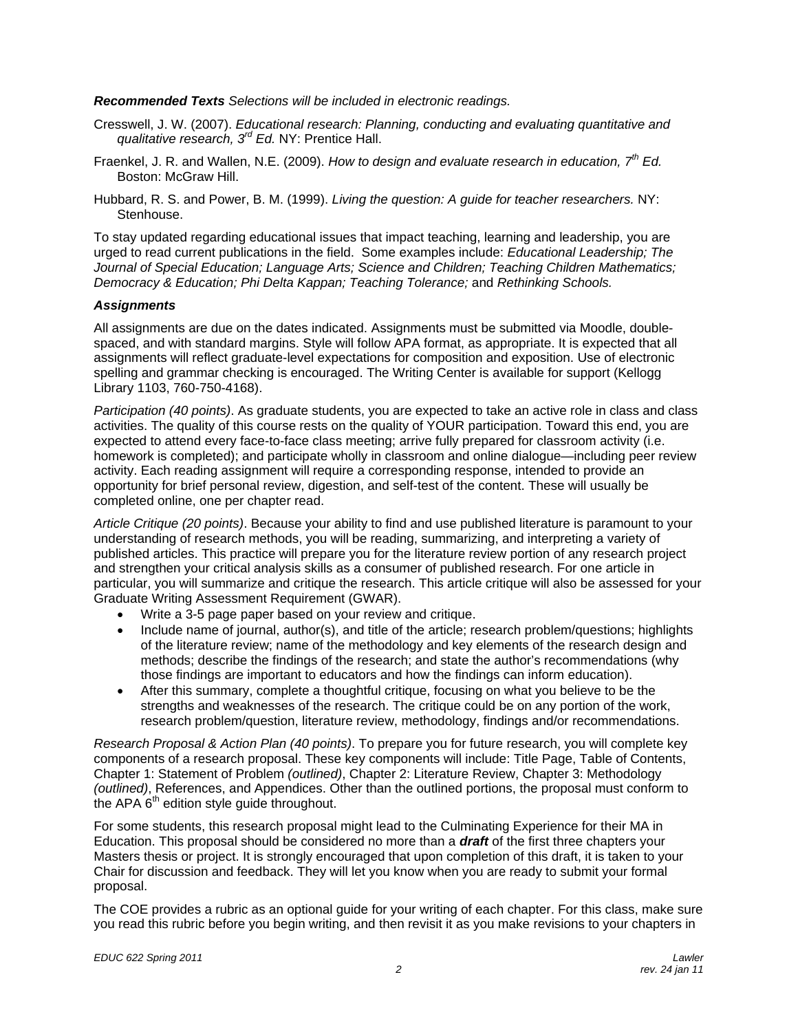***Recommended Texts*** *Selections will be included in electronic readings.*

Cresswell, J. W. (2007). *Educational research: Planning, conducting and evaluating quantitative and qualitative research, 3rd Ed.* NY: Prentice Hall.

Fraenkel, J. R. and Wallen, N.E. (2009). *How to design and evaluate research in education, 7th Ed.* Boston: McGraw Hill.

Hubbard, R. S. and Power, B. M. (1999). *Living the question: A guide for teacher researchers.* NY: Stenhouse.

To stay updated regarding educational issues that impact teaching, learning and leadership, you are urged to read current publications in the field. Some examples include: *Educational Leadership; The Journal of Special Education; Language Arts; Science and Children; Teaching Children Mathematics; Democracy & Education; Phi Delta Kappan; Teaching Tolerance;* and *Rethinking Schools.*

***Assignments***

All assignments are due on the dates indicated. Assignments must be submitted via Moodle, double-spaced, and with standard margins. Style will follow APA format, as appropriate. It is expected that all assignments will reflect graduate-level expectations for composition and exposition. Use of electronic spelling and grammar checking is encouraged. The Writing Center is available for support (Kellogg Library 1103, 760-750-4168).

*Participation (40 points)*. As graduate students, you are expected to take an active role in class and class activities. The quality of this course rests on the quality of YOUR participation. Toward this end, you are expected to attend every face-to-face class meeting; arrive fully prepared for classroom activity (i.e. homework is completed); and participate wholly in classroom and online dialogue—including peer review activity. Each reading assignment will require a corresponding response, intended to provide an opportunity for brief personal review, digestion, and self-test of the content. These will usually be completed online, one per chapter read.

*Article Critique (20 points)*. Because your ability to find and use published literature is paramount to your understanding of research methods, you will be reading, summarizing, and interpreting a variety of published articles. This practice will prepare you for the literature review portion of any research project and strengthen your critical analysis skills as a consumer of published research. For one article in particular, you will summarize and critique the research. This article critique will also be assessed for your Graduate Writing Assessment Requirement (GWAR).

- Write a 3-5 page paper based on your review and critique.
- Include name of journal, author(s), and title of the article; research problem/questions; highlights of the literature review; name of the methodology and key elements of the research design and methods; describe the findings of the research; and state the author's recommendations (why those findings are important to educators and how the findings can inform education).
- After this summary, complete a thoughtful critique, focusing on what you believe to be the strengths and weaknesses of the research. The critique could be on any portion of the work, research problem/question, literature review, methodology, findings and/or recommendations.

*Research Proposal & Action Plan (40 points)*. To prepare you for future research, you will complete key components of a research proposal. These key components will include: Title Page, Table of Contents, Chapter 1: Statement of Problem *(outlined)*, Chapter 2: Literature Review, Chapter 3: Methodology *(outlined)*, References, and Appendices. Other than the outlined portions, the proposal must conform to the APA 6th edition style guide throughout.

For some students, this research proposal might lead to the Culminating Experience for their MA in Education. This proposal should be considered no more than a ***draft*** of the first three chapters your Masters thesis or project. It is strongly encouraged that upon completion of this draft, it is taken to your Chair for discussion and feedback. They will let you know when you are ready to submit your formal proposal.

The COE provides a rubric as an optional guide for your writing of each chapter. For this class, make sure you read this rubric before you begin writing, and then revisit it as you make revisions to your chapters in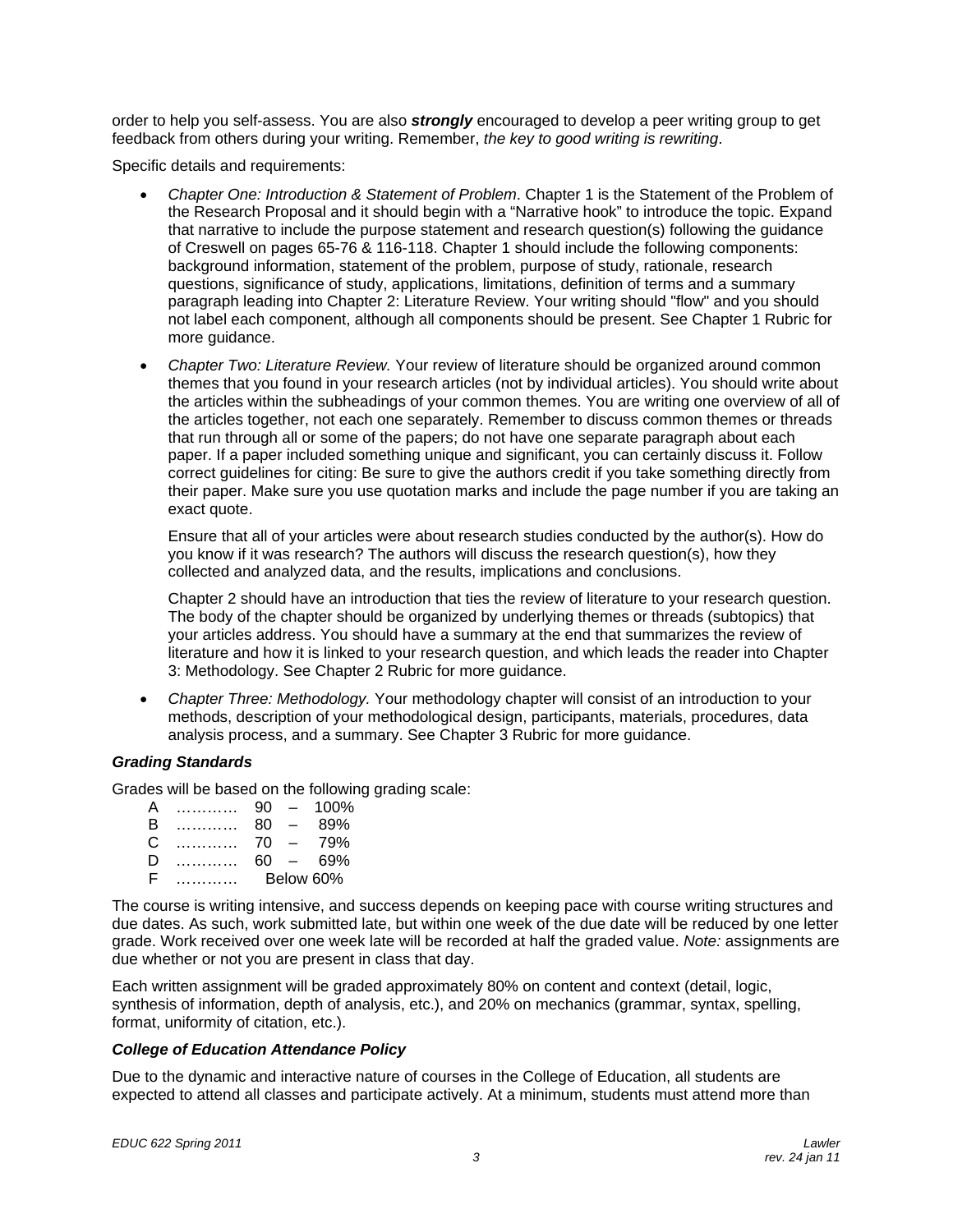order to help you self-assess. You are also ***strongly*** encouraged to develop a peer writing group to get feedback from others during your writing. Remember, *the key to good writing is rewriting*.

Specific details and requirements:

- *Chapter One: Introduction & Statement of Problem*. Chapter 1 is the Statement of the Problem of the Research Proposal and it should begin with a "Narrative hook" to introduce the topic. Expand that narrative to include the purpose statement and research question(s) following the guidance of Creswell on pages 65-76 & 116-118. Chapter 1 should include the following components: background information, statement of the problem, purpose of study, rationale, research questions, significance of study, applications, limitations, definition of terms and a summary paragraph leading into Chapter 2: Literature Review. Your writing should "flow" and you should not label each component, although all components should be present. See Chapter 1 Rubric for more guidance.

- *Chapter Two: Literature Review.* Your review of literature should be organized around common themes that you found in your research articles (not by individual articles). You should write about the articles within the subheadings of your common themes. You are writing one overview of all of the articles together, not each one separately. Remember to discuss common themes or threads that run through all or some of the papers; do not have one separate paragraph about each paper. If a paper included something unique and significant, you can certainly discuss it. Follow correct guidelines for citing: Be sure to give the authors credit if you take something directly from their paper. Make sure you use quotation marks and include the page number if you are taking an exact quote.

  Ensure that all of your articles were about research studies conducted by the author(s). How do you know if it was research? The authors will discuss the research question(s), how they collected and analyzed data, and the results, implications and conclusions.

  Chapter 2 should have an introduction that ties the review of literature to your research question. The body of the chapter should be organized by underlying themes or threads (subtopics) that your articles address. You should have a summary at the end that summarizes the review of literature and how it is linked to your research question, and which leads the reader into Chapter 3: Methodology. See Chapter 2 Rubric for more guidance.

- *Chapter Three: Methodology.* Your methodology chapter will consist of an introduction to your methods, description of your methodological design, participants, materials, procedures, data analysis process, and a summary. See Chapter 3 Rubric for more guidance.

### *Grading Standards*

Grades will be based on the following grading scale:

| | | |
|---|---|---|
| A | ………… | 90 – 100% |
| B | ………… | 80 – 89% |
| C | ………… | 70 – 79% |
| D | ………… | 60 – 69% |
| F | ………… | Below 60% |

The course is writing intensive, and success depends on keeping pace with course writing structures and due dates. As such, work submitted late, but within one week of the due date will be reduced by one letter grade. Work received over one week late will be recorded at half the graded value. *Note:* assignments are due whether or not you are present in class that day.

Each written assignment will be graded approximately 80% on content and context (detail, logic, synthesis of information, depth of analysis, etc.), and 20% on mechanics (grammar, syntax, spelling, format, uniformity of citation, etc.).

### *College of Education Attendance Policy*

Due to the dynamic and interactive nature of courses in the College of Education, all students are expected to attend all classes and participate actively. At a minimum, students must attend more than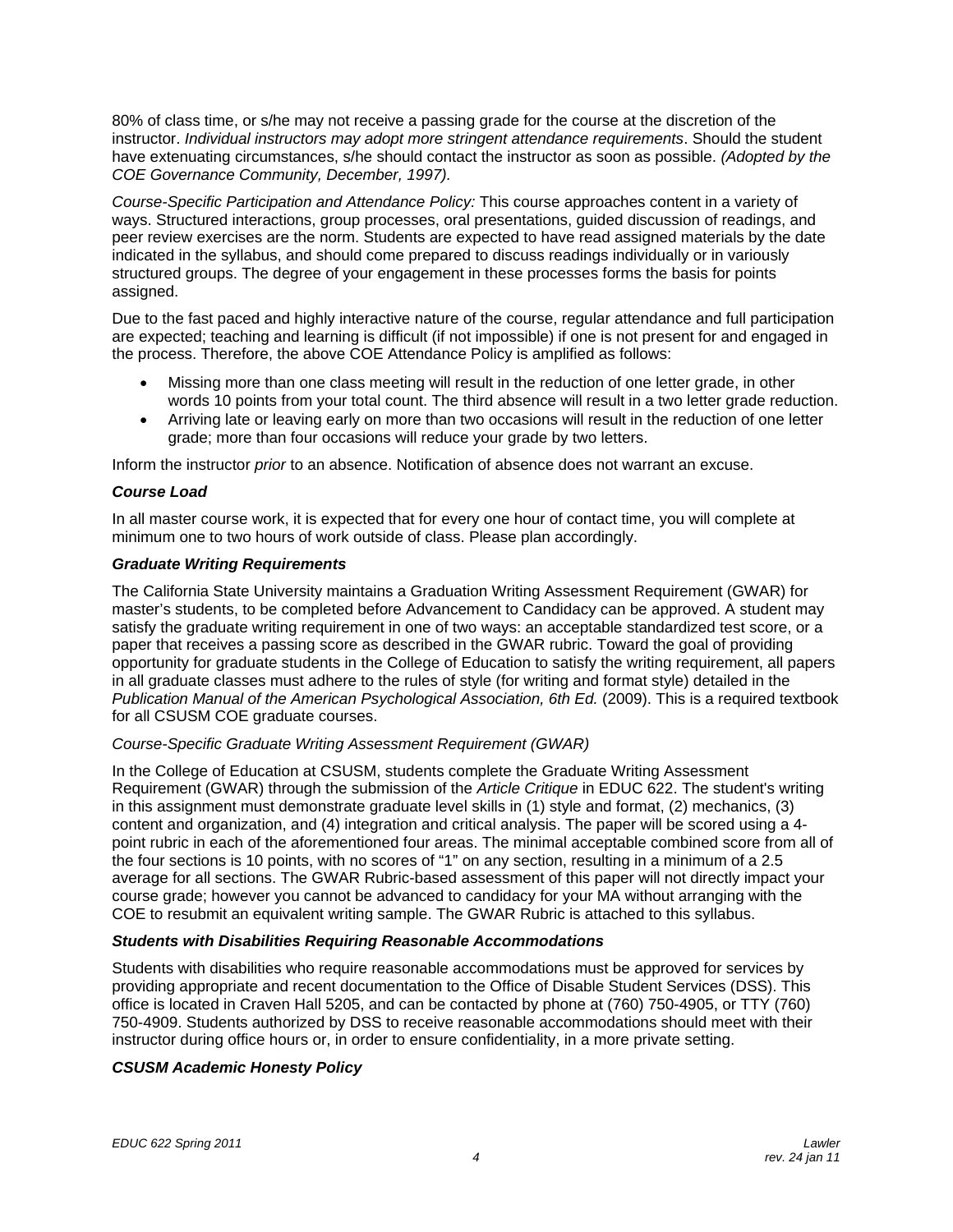80% of class time, or s/he may not receive a passing grade for the course at the discretion of the instructor. *Individual instructors may adopt more stringent attendance requirements*. Should the student have extenuating circumstances, s/he should contact the instructor as soon as possible. *(Adopted by the COE Governance Community, December, 1997).*

*Course-Specific Participation and Attendance Policy:* This course approaches content in a variety of ways. Structured interactions, group processes, oral presentations, guided discussion of readings, and peer review exercises are the norm. Students are expected to have read assigned materials by the date indicated in the syllabus, and should come prepared to discuss readings individually or in variously structured groups. The degree of your engagement in these processes forms the basis for points assigned.

Due to the fast paced and highly interactive nature of the course, regular attendance and full participation are expected; teaching and learning is difficult (if not impossible) if one is not present for and engaged in the process. Therefore, the above COE Attendance Policy is amplified as follows:

- Missing more than one class meeting will result in the reduction of one letter grade, in other words 10 points from your total count. The third absence will result in a two letter grade reduction.
- Arriving late or leaving early on more than two occasions will result in the reduction of one letter grade; more than four occasions will reduce your grade by two letters.

Inform the instructor *prior* to an absence. Notification of absence does not warrant an excuse.

### *Course Load*

In all master course work, it is expected that for every one hour of contact time, you will complete at minimum one to two hours of work outside of class. Please plan accordingly.

### *Graduate Writing Requirements*

The California State University maintains a Graduation Writing Assessment Requirement (GWAR) for master's students, to be completed before Advancement to Candidacy can be approved. A student may satisfy the graduate writing requirement in one of two ways: an acceptable standardized test score, or a paper that receives a passing score as described in the GWAR rubric. Toward the goal of providing opportunity for graduate students in the College of Education to satisfy the writing requirement, all papers in all graduate classes must adhere to the rules of style (for writing and format style) detailed in the *Publication Manual of the American Psychological Association, 6th Ed.* (2009). This is a required textbook for all CSUSM COE graduate courses.

*Course-Specific Graduate Writing Assessment Requirement (GWAR)*

In the College of Education at CSUSM, students complete the Graduate Writing Assessment Requirement (GWAR) through the submission of the *Article Critique* in EDUC 622. The student's writing in this assignment must demonstrate graduate level skills in (1) style and format, (2) mechanics, (3) content and organization, and (4) integration and critical analysis. The paper will be scored using a 4-point rubric in each of the aforementioned four areas. The minimal acceptable combined score from all of the four sections is 10 points, with no scores of "1" on any section, resulting in a minimum of a 2.5 average for all sections. The GWAR Rubric-based assessment of this paper will not directly impact your course grade; however you cannot be advanced to candidacy for your MA without arranging with the COE to resubmit an equivalent writing sample. The GWAR Rubric is attached to this syllabus.

### *Students with Disabilities Requiring Reasonable Accommodations*

Students with disabilities who require reasonable accommodations must be approved for services by providing appropriate and recent documentation to the Office of Disable Student Services (DSS). This office is located in Craven Hall 5205, and can be contacted by phone at (760) 750-4905, or TTY (760) 750-4909. Students authorized by DSS to receive reasonable accommodations should meet with their instructor during office hours or, in order to ensure confidentiality, in a more private setting.

### *CSUSM Academic Honesty Policy*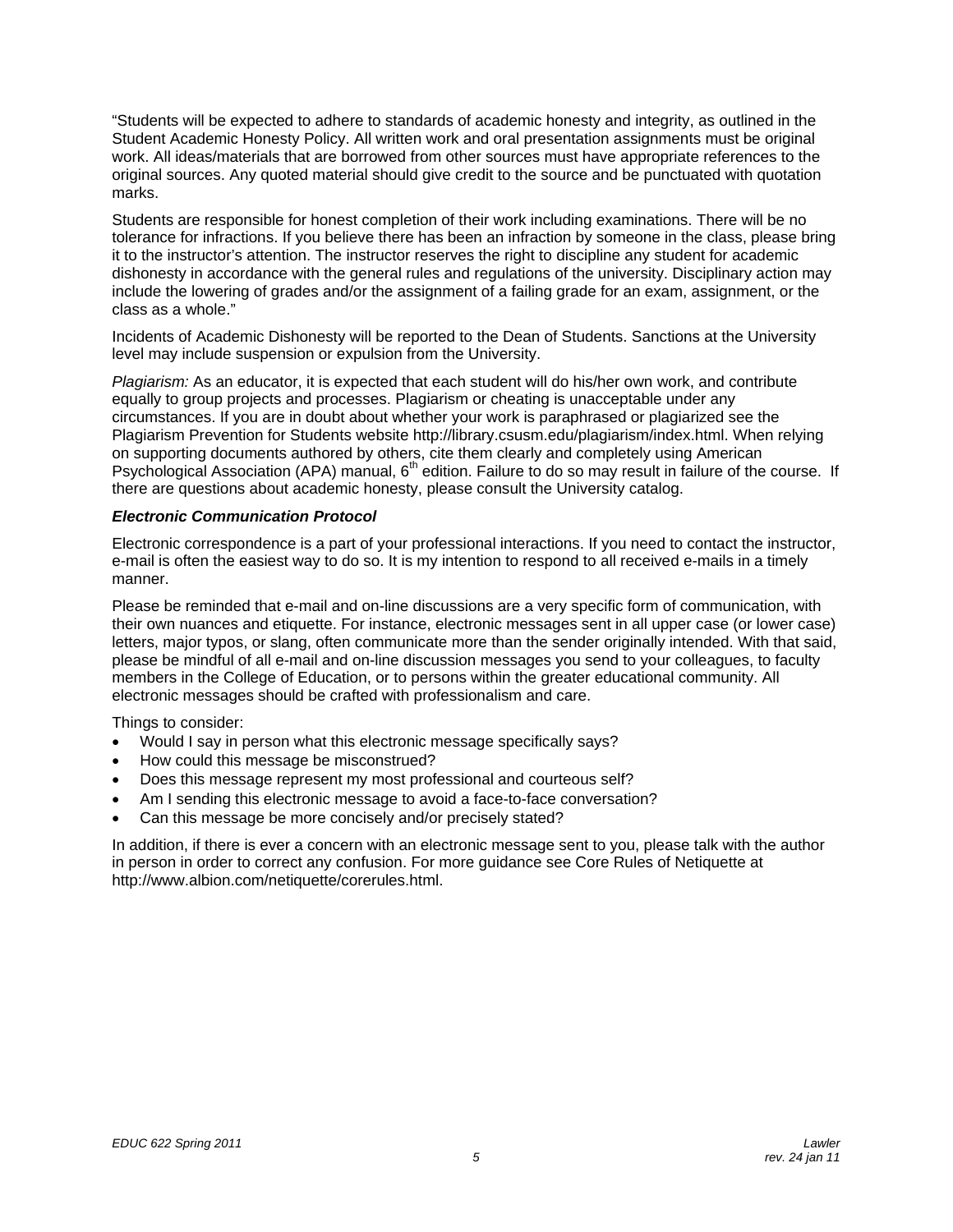"Students will be expected to adhere to standards of academic honesty and integrity, as outlined in the Student Academic Honesty Policy. All written work and oral presentation assignments must be original work. All ideas/materials that are borrowed from other sources must have appropriate references to the original sources. Any quoted material should give credit to the source and be punctuated with quotation marks.

Students are responsible for honest completion of their work including examinations. There will be no tolerance for infractions. If you believe there has been an infraction by someone in the class, please bring it to the instructor's attention. The instructor reserves the right to discipline any student for academic dishonesty in accordance with the general rules and regulations of the university. Disciplinary action may include the lowering of grades and/or the assignment of a failing grade for an exam, assignment, or the class as a whole."

Incidents of Academic Dishonesty will be reported to the Dean of Students. Sanctions at the University level may include suspension or expulsion from the University.

*Plagiarism:* As an educator, it is expected that each student will do his/her own work, and contribute equally to group projects and processes. Plagiarism or cheating is unacceptable under any circumstances. If you are in doubt about whether your work is paraphrased or plagiarized see the Plagiarism Prevention for Students website http://library.csusm.edu/plagiarism/index.html. When relying on supporting documents authored by others, cite them clearly and completely using American Psychological Association (APA) manual, 6th edition. Failure to do so may result in failure of the course. If there are questions about academic honesty, please consult the University catalog.

***Electronic Communication Protocol***

Electronic correspondence is a part of your professional interactions. If you need to contact the instructor, e-mail is often the easiest way to do so. It is my intention to respond to all received e-mails in a timely manner.

Please be reminded that e-mail and on-line discussions are a very specific form of communication, with their own nuances and etiquette. For instance, electronic messages sent in all upper case (or lower case) letters, major typos, or slang, often communicate more than the sender originally intended. With that said, please be mindful of all e-mail and on-line discussion messages you send to your colleagues, to faculty members in the College of Education, or to persons within the greater educational community. All electronic messages should be crafted with professionalism and care.

Things to consider:

- Would I say in person what this electronic message specifically says?
- How could this message be misconstrued?
- Does this message represent my most professional and courteous self?
- Am I sending this electronic message to avoid a face-to-face conversation?
- Can this message be more concisely and/or precisely stated?

In addition, if there is ever a concern with an electronic message sent to you, please talk with the author in person in order to correct any confusion. For more guidance see Core Rules of Netiquette at http://www.albion.com/netiquette/corerules.html.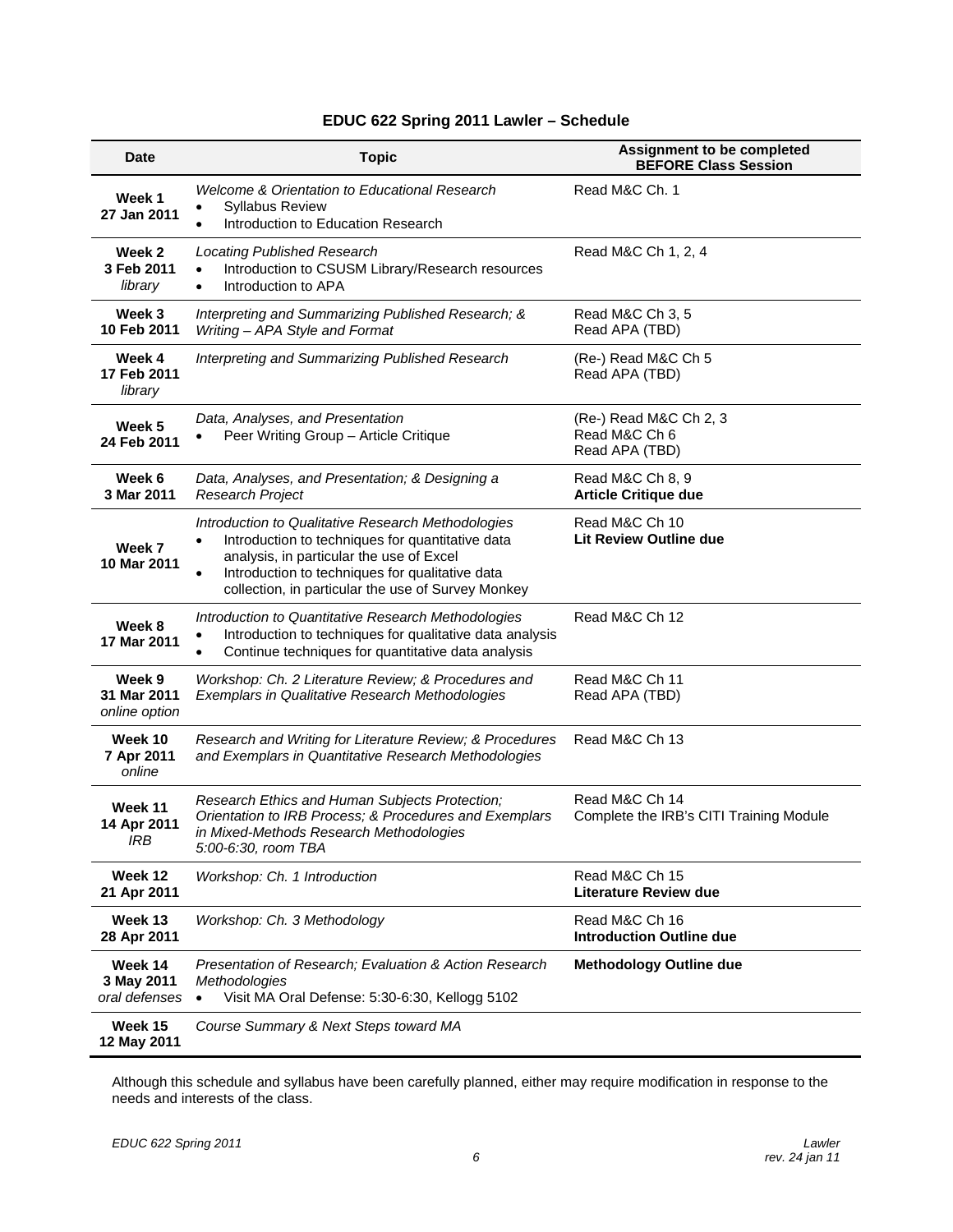## EDUC 622 Spring 2011 Lawler – Schedule

| Date | Topic | Assignment to be completed BEFORE Class Session |
|---|---|---|
| **Week 1** **27 Jan 2011** | *Welcome & Orientation to Educational Research* • Syllabus Review • Introduction to Education Research | Read M&C Ch. 1 |
| **Week 2** **3 Feb 2011** *library* | *Locating Published Research* • Introduction to CSUSM Library/Research resources • Introduction to APA | Read M&C Ch 1, 2, 4 |
| **Week 3** **10 Feb 2011** | *Interpreting and Summarizing Published Research; & Writing – APA Style and Format* | Read M&C Ch 3, 5 Read APA (TBD) |
| **Week 4** **17 Feb 2011** *library* | *Interpreting and Summarizing Published Research* | (Re-) Read M&C Ch 5 Read APA (TBD) |
| **Week 5** **24 Feb 2011** | *Data, Analyses, and Presentation* • Peer Writing Group – Article Critique | (Re-) Read M&C Ch 2, 3 Read M&C Ch 6 Read APA (TBD) |
| **Week 6** **3 Mar 2011** | *Data, Analyses, and Presentation; & Designing a Research Project* | Read M&C Ch 8, 9 **Article Critique due** |
| **Week 7** **10 Mar 2011** | *Introduction to Qualitative Research Methodologies* • Introduction to techniques for quantitative data analysis, in particular the use of Excel • Introduction to techniques for qualitative data collection, in particular the use of Survey Monkey | Read M&C Ch 10 **Lit Review Outline due** |
| **Week 8** **17 Mar 2011** | *Introduction to Quantitative Research Methodologies* • Introduction to techniques for qualitative data analysis • Continue techniques for quantitative data analysis | Read M&C Ch 12 |
| **Week 9** **31 Mar 2011** *online option* | *Workshop: Ch. 2 Literature Review; & Procedures and Exemplars in Qualitative Research Methodologies* | Read M&C Ch 11 Read APA (TBD) |
| **Week 10** **7 Apr 2011** *online* | *Research and Writing for Literature Review; & Procedures and Exemplars in Quantitative Research Methodologies* | Read M&C Ch 13 |
| **Week 11** **14 Apr 2011** *IRB* | *Research Ethics and Human Subjects Protection; Orientation to IRB Process; & Procedures and Exemplars in Mixed-Methods Research Methodologies 5:00-6:30, room TBA* | Read M&C Ch 14 Complete the IRB's CITI Training Module |
| **Week 12** **21 Apr 2011** | *Workshop: Ch. 1 Introduction* | Read M&C Ch 15 **Literature Review due** |
| **Week 13** **28 Apr 2011** | *Workshop: Ch. 3 Methodology* | Read M&C Ch 16 **Introduction Outline due** |
| **Week 14** **3 May 2011** *oral defenses* | *Presentation of Research; Evaluation & Action Research Methodologies* • Visit MA Oral Defense: 5:30-6:30, Kellogg 5102 | **Methodology Outline due** |
| **Week 15** **12 May 2011** | *Course Summary & Next Steps toward MA* | |

Although this schedule and syllabus have been carefully planned, either may require modification in response to the needs and interests of the class.

*rev. 24 jan 11*